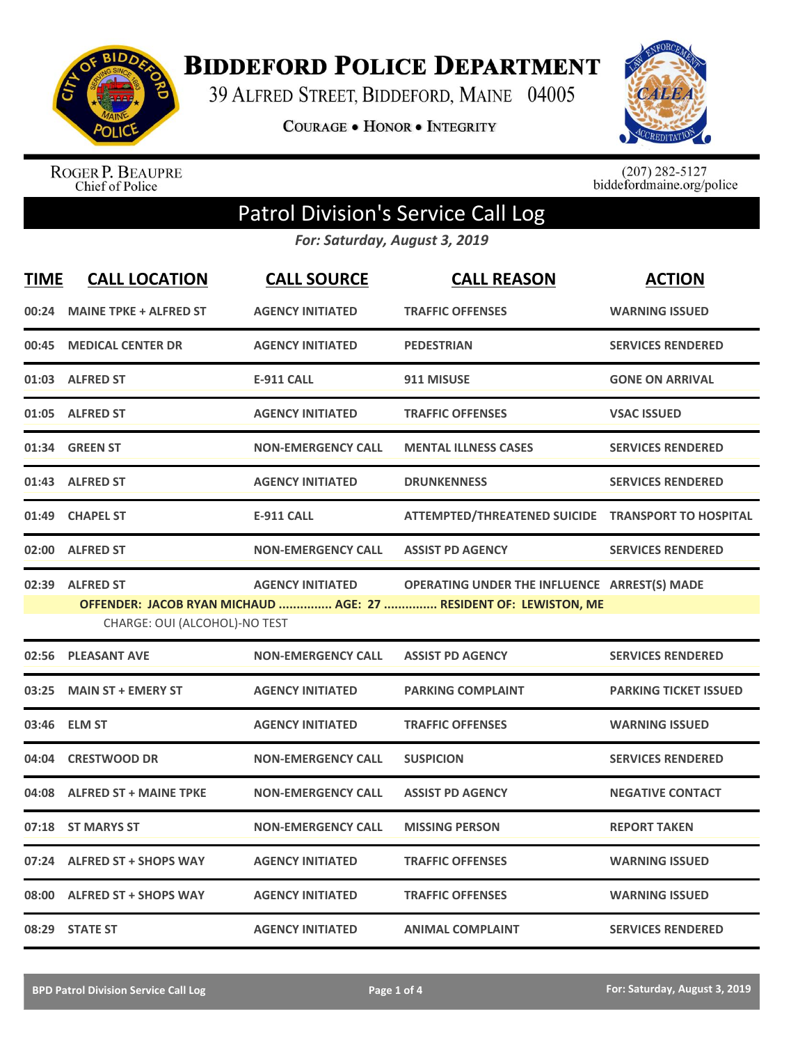# Biddeford Police Department

39 Alfred Street, Biddeford, Maine 04005

**Courage • Honor • Integrity**

Roger P. Beaupre
Chief of Police

(207) 282-5127
biddefordmaine.org/police

## Patrol Division's Service Call Log

*For: Saturday, August 3, 2019*

| TIME | CALL LOCATION | CALL SOURCE | CALL REASON | ACTION |
|---|---|---|---|---|
| 00:24 | MAINE TPKE + ALFRED ST | AGENCY INITIATED | TRAFFIC OFFENSES | WARNING ISSUED |
| 00:45 | MEDICAL CENTER DR | AGENCY INITIATED | PEDESTRIAN | SERVICES RENDERED |
| 01:03 | ALFRED ST | E-911 CALL | 911 MISUSE | GONE ON ARRIVAL |
| 01:05 | ALFRED ST | AGENCY INITIATED | TRAFFIC OFFENSES | VSAC ISSUED |
| 01:34 | GREEN ST | NON-EMERGENCY CALL | MENTAL ILLNESS CASES | SERVICES RENDERED |
| 01:43 | ALFRED ST | AGENCY INITIATED | DRUNKENNESS | SERVICES RENDERED |
| 01:49 | CHAPEL ST | E-911 CALL | ATTEMPTED/THREATENED SUICIDE | TRANSPORT TO HOSPITAL |
| 02:00 | ALFRED ST | NON-EMERGENCY CALL | ASSIST PD AGENCY | SERVICES RENDERED |
| 02:39 | ALFRED ST | AGENCY INITIATED | OPERATING UNDER THE INFLUENCE | ARREST(S) MADE |
| | OFFENDER: JACOB RYAN MICHAUD ............... AGE: 27 ............... RESIDENT OF: LEWISTON, ME | | | |
| | CHARGE: OUI (ALCOHOL)-NO TEST | | | |
| 02:56 | PLEASANT AVE | NON-EMERGENCY CALL | ASSIST PD AGENCY | SERVICES RENDERED |
| 03:25 | MAIN ST + EMERY ST | AGENCY INITIATED | PARKING COMPLAINT | PARKING TICKET ISSUED |
| 03:46 | ELM ST | AGENCY INITIATED | TRAFFIC OFFENSES | WARNING ISSUED |
| 04:04 | CRESTWOOD DR | NON-EMERGENCY CALL | SUSPICION | SERVICES RENDERED |
| 04:08 | ALFRED ST + MAINE TPKE | NON-EMERGENCY CALL | ASSIST PD AGENCY | NEGATIVE CONTACT |
| 07:18 | ST MARYS ST | NON-EMERGENCY CALL | MISSING PERSON | REPORT TAKEN |
| 07:24 | ALFRED ST + SHOPS WAY | AGENCY INITIATED | TRAFFIC OFFENSES | WARNING ISSUED |
| 08:00 | ALFRED ST + SHOPS WAY | AGENCY INITIATED | TRAFFIC OFFENSES | WARNING ISSUED |
| 08:29 | STATE ST | AGENCY INITIATED | ANIMAL COMPLAINT | SERVICES RENDERED |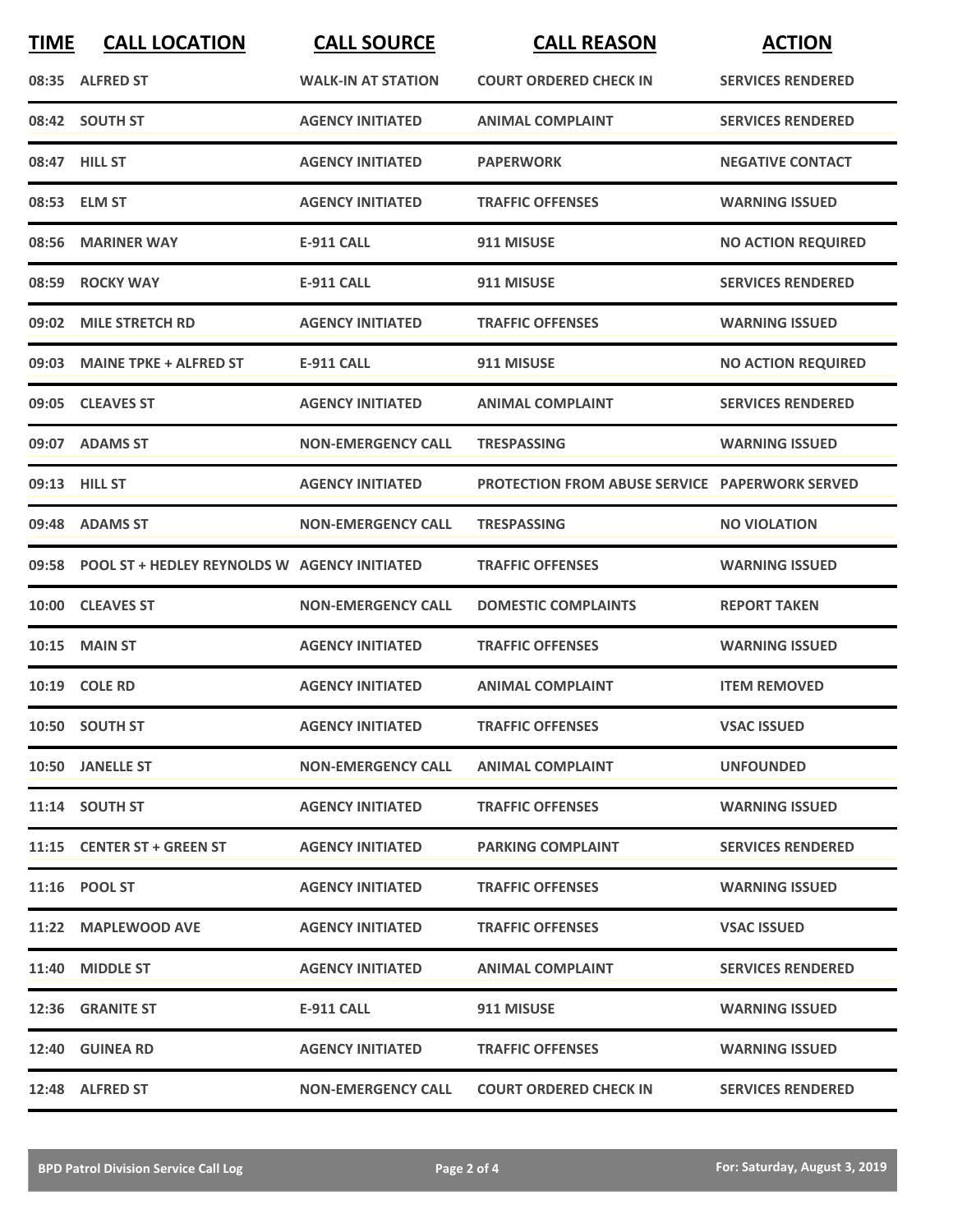| TIME | CALL LOCATION | CALL SOURCE | CALL REASON | ACTION |
|---|---|---|---|---|
| 08:35 | ALFRED ST | WALK-IN AT STATION | COURT ORDERED CHECK IN | SERVICES RENDERED |
| 08:42 | SOUTH ST | AGENCY INITIATED | ANIMAL COMPLAINT | SERVICES RENDERED |
| 08:47 | HILL ST | AGENCY INITIATED | PAPERWORK | NEGATIVE CONTACT |
| 08:53 | ELM ST | AGENCY INITIATED | TRAFFIC OFFENSES | WARNING ISSUED |
| 08:56 | MARINER WAY | E-911 CALL | 911 MISUSE | NO ACTION REQUIRED |
| 08:59 | ROCKY WAY | E-911 CALL | 911 MISUSE | SERVICES RENDERED |
| 09:02 | MILE STRETCH RD | AGENCY INITIATED | TRAFFIC OFFENSES | WARNING ISSUED |
| 09:03 | MAINE TPKE + ALFRED ST | E-911 CALL | 911 MISUSE | NO ACTION REQUIRED |
| 09:05 | CLEAVES ST | AGENCY INITIATED | ANIMAL COMPLAINT | SERVICES RENDERED |
| 09:07 | ADAMS ST | NON-EMERGENCY CALL | TRESPASSING | WARNING ISSUED |
| 09:13 | HILL ST | AGENCY INITIATED | PROTECTION FROM ABUSE SERVICE | PAPERWORK SERVED |
| 09:48 | ADAMS ST | NON-EMERGENCY CALL | TRESPASSING | NO VIOLATION |
| 09:58 | POOL ST + HEDLEY REYNOLDS W | AGENCY INITIATED | TRAFFIC OFFENSES | WARNING ISSUED |
| 10:00 | CLEAVES ST | NON-EMERGENCY CALL | DOMESTIC COMPLAINTS | REPORT TAKEN |
| 10:15 | MAIN ST | AGENCY INITIATED | TRAFFIC OFFENSES | WARNING ISSUED |
| 10:19 | COLE RD | AGENCY INITIATED | ANIMAL COMPLAINT | ITEM REMOVED |
| 10:50 | SOUTH ST | AGENCY INITIATED | TRAFFIC OFFENSES | VSAC ISSUED |
| 10:50 | JANELLE ST | NON-EMERGENCY CALL | ANIMAL COMPLAINT | UNFOUNDED |
| 11:14 | SOUTH ST | AGENCY INITIATED | TRAFFIC OFFENSES | WARNING ISSUED |
| 11:15 | CENTER ST + GREEN ST | AGENCY INITIATED | PARKING COMPLAINT | SERVICES RENDERED |
| 11:16 | POOL ST | AGENCY INITIATED | TRAFFIC OFFENSES | WARNING ISSUED |
| 11:22 | MAPLEWOOD AVE | AGENCY INITIATED | TRAFFIC OFFENSES | VSAC ISSUED |
| 11:40 | MIDDLE ST | AGENCY INITIATED | ANIMAL COMPLAINT | SERVICES RENDERED |
| 12:36 | GRANITE ST | E-911 CALL | 911 MISUSE | WARNING ISSUED |
| 12:40 | GUINEA RD | AGENCY INITIATED | TRAFFIC OFFENSES | WARNING ISSUED |
| 12:48 | ALFRED ST | NON-EMERGENCY CALL | COURT ORDERED CHECK IN | SERVICES RENDERED |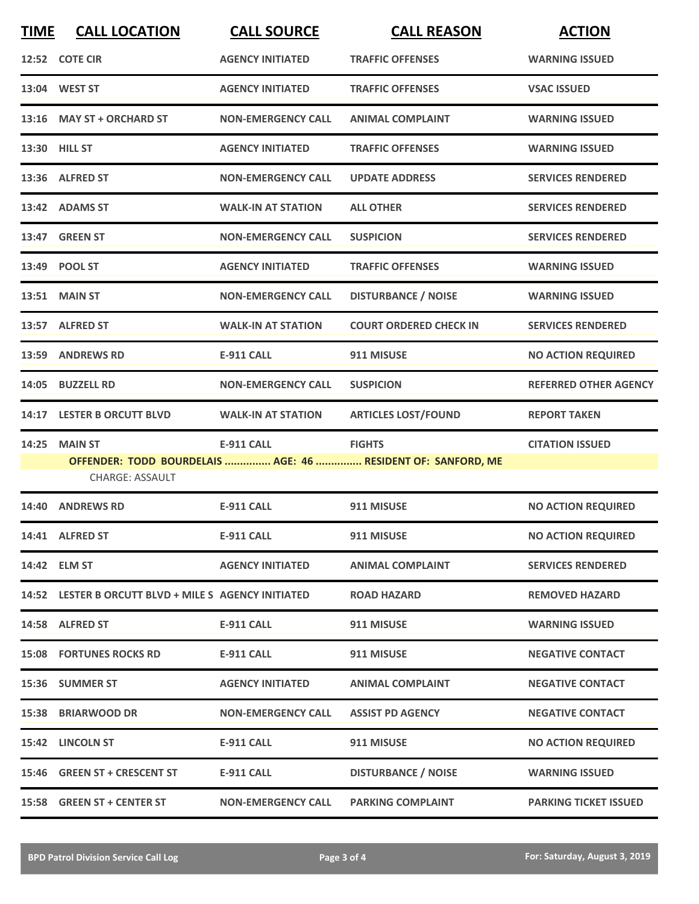| TIME | CALL LOCATION | CALL SOURCE | CALL REASON | ACTION |
|---|---|---|---|---|
| 12:52 | COTE CIR | AGENCY INITIATED | TRAFFIC OFFENSES | WARNING ISSUED |
| 13:04 | WEST ST | AGENCY INITIATED | TRAFFIC OFFENSES | VSAC ISSUED |
| 13:16 | MAY ST + ORCHARD ST | NON-EMERGENCY CALL | ANIMAL COMPLAINT | WARNING ISSUED |
| 13:30 | HILL ST | AGENCY INITIATED | TRAFFIC OFFENSES | WARNING ISSUED |
| 13:36 | ALFRED ST | NON-EMERGENCY CALL | UPDATE ADDRESS | SERVICES RENDERED |
| 13:42 | ADAMS ST | WALK-IN AT STATION | ALL OTHER | SERVICES RENDERED |
| 13:47 | GREEN ST | NON-EMERGENCY CALL | SUSPICION | SERVICES RENDERED |
| 13:49 | POOL ST | AGENCY INITIATED | TRAFFIC OFFENSES | WARNING ISSUED |
| 13:51 | MAIN ST | NON-EMERGENCY CALL | DISTURBANCE / NOISE | WARNING ISSUED |
| 13:57 | ALFRED ST | WALK-IN AT STATION | COURT ORDERED CHECK IN | SERVICES RENDERED |
| 13:59 | ANDREWS RD | E-911 CALL | 911 MISUSE | NO ACTION REQUIRED |
| 14:05 | BUZZELL RD | NON-EMERGENCY CALL | SUSPICION | REFERRED OTHER AGENCY |
| 14:17 | LESTER B ORCUTT BLVD | WALK-IN AT STATION | ARTICLES LOST/FOUND | REPORT TAKEN |
| 14:25 | MAIN ST | E-911 CALL | FIGHTS | CITATION ISSUED |
| | OFFENDER: TODD BOURDELAIS ............... AGE: 46 ............... RESIDENT OF: SANFORD, ME<br>CHARGE: ASSAULT | | | |
| 14:40 | ANDREWS RD | E-911 CALL | 911 MISUSE | NO ACTION REQUIRED |
| 14:41 | ALFRED ST | E-911 CALL | 911 MISUSE | NO ACTION REQUIRED |
| 14:42 | ELM ST | AGENCY INITIATED | ANIMAL COMPLAINT | SERVICES RENDERED |
| 14:52 | LESTER B ORCUTT BLVD + MILE S | AGENCY INITIATED | ROAD HAZARD | REMOVED HAZARD |
| 14:58 | ALFRED ST | E-911 CALL | 911 MISUSE | WARNING ISSUED |
| 15:08 | FORTUNES ROCKS RD | E-911 CALL | 911 MISUSE | NEGATIVE CONTACT |
| 15:36 | SUMMER ST | AGENCY INITIATED | ANIMAL COMPLAINT | NEGATIVE CONTACT |
| 15:38 | BRIARWOOD DR | NON-EMERGENCY CALL | ASSIST PD AGENCY | NEGATIVE CONTACT |
| 15:42 | LINCOLN ST | E-911 CALL | 911 MISUSE | NO ACTION REQUIRED |
| 15:46 | GREEN ST + CRESCENT ST | E-911 CALL | DISTURBANCE / NOISE | WARNING ISSUED |
| 15:58 | GREEN ST + CENTER ST | NON-EMERGENCY CALL | PARKING COMPLAINT | PARKING TICKET ISSUED |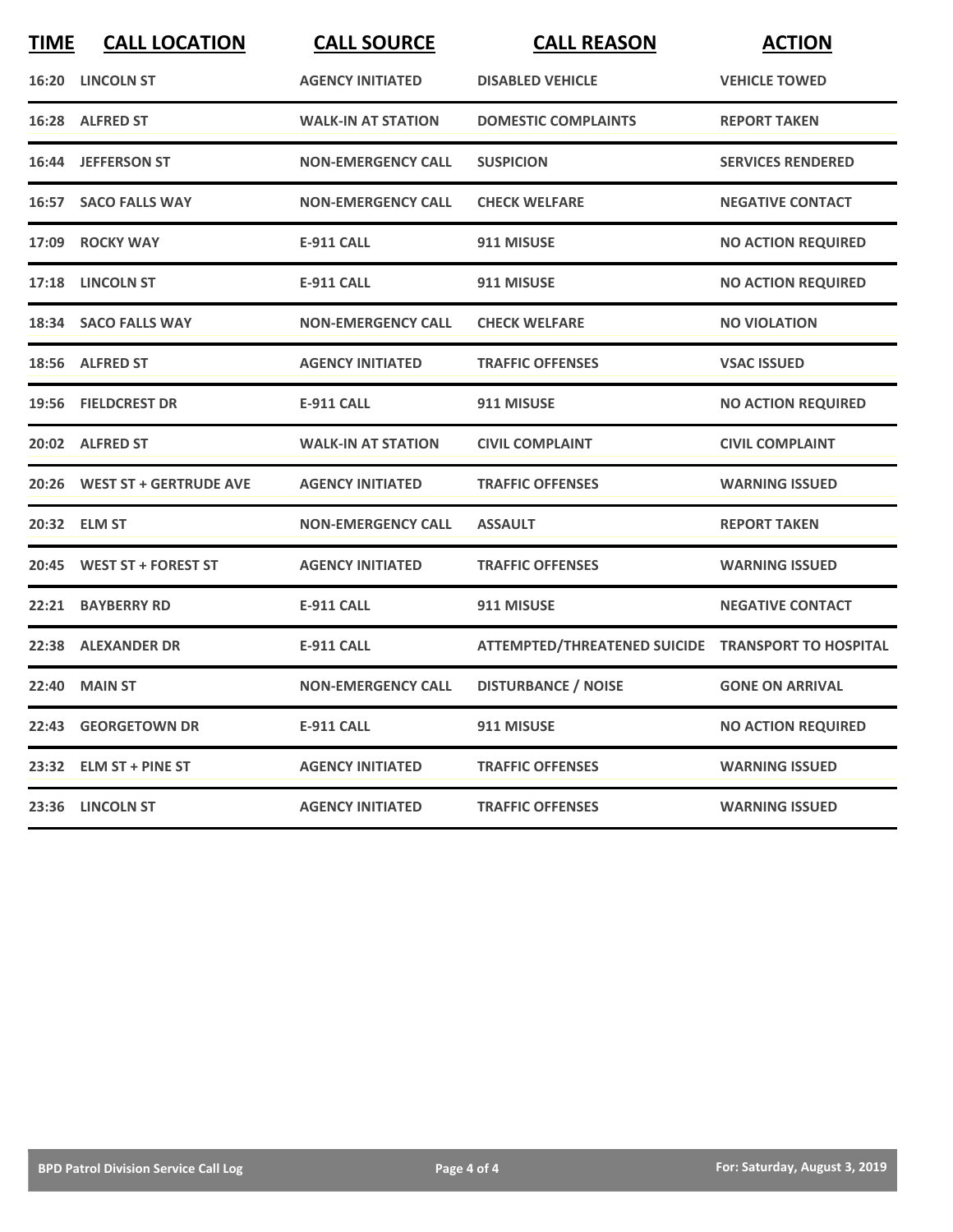| TIME | CALL LOCATION | CALL SOURCE | CALL REASON | ACTION |
|---|---|---|---|---|
| 16:20 | LINCOLN ST | AGENCY INITIATED | DISABLED VEHICLE | VEHICLE TOWED |
| 16:28 | ALFRED ST | WALK-IN AT STATION | DOMESTIC COMPLAINTS | REPORT TAKEN |
| 16:44 | JEFFERSON ST | NON-EMERGENCY CALL | SUSPICION | SERVICES RENDERED |
| 16:57 | SACO FALLS WAY | NON-EMERGENCY CALL | CHECK WELFARE | NEGATIVE CONTACT |
| 17:09 | ROCKY WAY | E-911 CALL | 911 MISUSE | NO ACTION REQUIRED |
| 17:18 | LINCOLN ST | E-911 CALL | 911 MISUSE | NO ACTION REQUIRED |
| 18:34 | SACO FALLS WAY | NON-EMERGENCY CALL | CHECK WELFARE | NO VIOLATION |
| 18:56 | ALFRED ST | AGENCY INITIATED | TRAFFIC OFFENSES | VSAC ISSUED |
| 19:56 | FIELDCREST DR | E-911 CALL | 911 MISUSE | NO ACTION REQUIRED |
| 20:02 | ALFRED ST | WALK-IN AT STATION | CIVIL COMPLAINT | CIVIL COMPLAINT |
| 20:26 | WEST ST + GERTRUDE AVE | AGENCY INITIATED | TRAFFIC OFFENSES | WARNING ISSUED |
| 20:32 | ELM ST | NON-EMERGENCY CALL | ASSAULT | REPORT TAKEN |
| 20:45 | WEST ST + FOREST ST | AGENCY INITIATED | TRAFFIC OFFENSES | WARNING ISSUED |
| 22:21 | BAYBERRY RD | E-911 CALL | 911 MISUSE | NEGATIVE CONTACT |
| 22:38 | ALEXANDER DR | E-911 CALL | ATTEMPTED/THREATENED SUICIDE | TRANSPORT TO HOSPITAL |
| 22:40 | MAIN ST | NON-EMERGENCY CALL | DISTURBANCE / NOISE | GONE ON ARRIVAL |
| 22:43 | GEORGETOWN DR | E-911 CALL | 911 MISUSE | NO ACTION REQUIRED |
| 23:32 | ELM ST + PINE ST | AGENCY INITIATED | TRAFFIC OFFENSES | WARNING ISSUED |
| 23:36 | LINCOLN ST | AGENCY INITIATED | TRAFFIC OFFENSES | WARNING ISSUED |